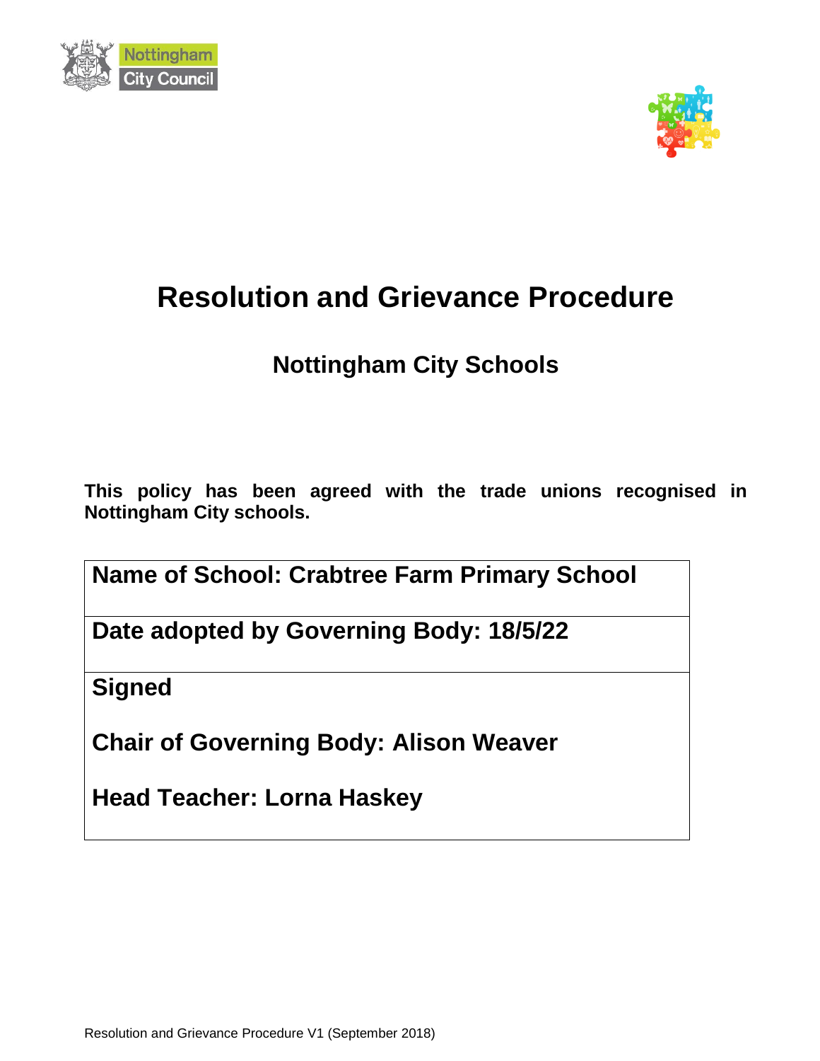# Resolution and Grievance Procedure

## Nottingham City Schools

**This policy has been agreed with the trade unions recognised in Nottingham City schools.**

| Name of School: Crabtree Farm Primary School |
| --- |
| Date adopted by Governing Body: 18/5/22 |
| Signed<br><br>Chair of Governing Body: Alison Weaver<br><br>Head Teacher: Lorna Haskey |

Resolution and Grievance Procedure V1 (September 2018)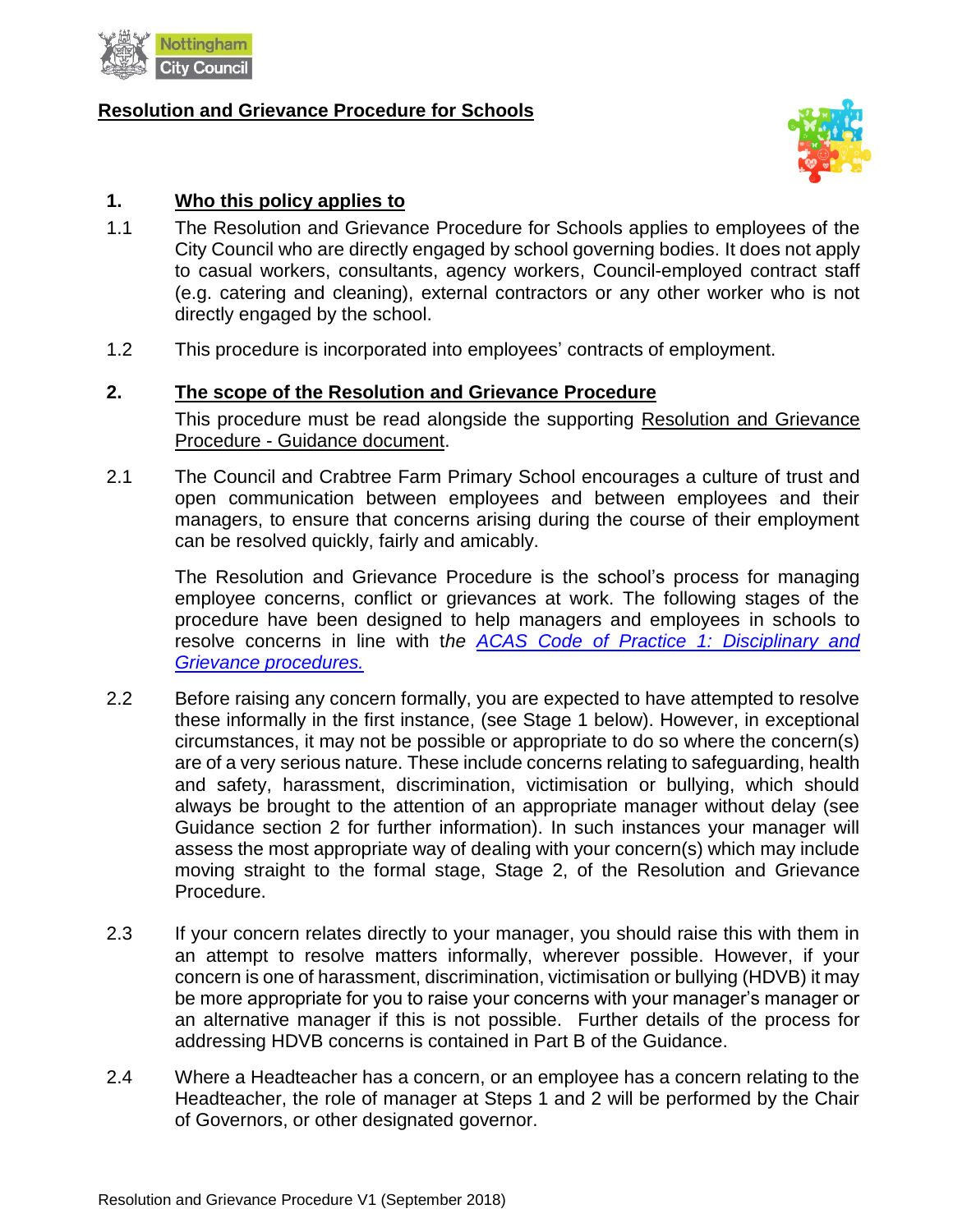# Resolution and Grievance Procedure for Schools

## 1. Who this policy applies to

1.1 The Resolution and Grievance Procedure for Schools applies to employees of the City Council who are directly engaged by school governing bodies. It does not apply to casual workers, consultants, agency workers, Council-employed contract staff (e.g. catering and cleaning), external contractors or any other worker who is not directly engaged by the school.

1.2 This procedure is incorporated into employees' contracts of employment.

## 2. The scope of the Resolution and Grievance Procedure

This procedure must be read alongside the supporting Resolution and Grievance Procedure - Guidance document.

2.1 The Council and Crabtree Farm Primary School encourages a culture of trust and open communication between employees and between employees and their managers, to ensure that concerns arising during the course of their employment can be resolved quickly, fairly and amicably.

The Resolution and Grievance Procedure is the school's process for managing employee concerns, conflict or grievances at work. The following stages of the procedure have been designed to help managers and employees in schools to resolve concerns in line with t*he* *ACAS Code of Practice 1: Disciplinary and Grievance procedures.*

2.2 Before raising any concern formally, you are expected to have attempted to resolve these informally in the first instance, (see Stage 1 below). However, in exceptional circumstances, it may not be possible or appropriate to do so where the concern(s) are of a very serious nature. These include concerns relating to safeguarding, health and safety, harassment, discrimination, victimisation or bullying, which should always be brought to the attention of an appropriate manager without delay (see Guidance section 2 for further information). In such instances your manager will assess the most appropriate way of dealing with your concern(s) which may include moving straight to the formal stage, Stage 2, of the Resolution and Grievance Procedure.

2.3 If your concern relates directly to your manager, you should raise this with them in an attempt to resolve matters informally, wherever possible. However, if your concern is one of harassment, discrimination, victimisation or bullying (HDVB) it may be more appropriate for you to raise your concerns with your manager's manager or an alternative manager if this is not possible. Further details of the process for addressing HDVB concerns is contained in Part B of the Guidance.

2.4 Where a Headteacher has a concern, or an employee has a concern relating to the Headteacher, the role of manager at Steps 1 and 2 will be performed by the Chair of Governors, or other designated governor.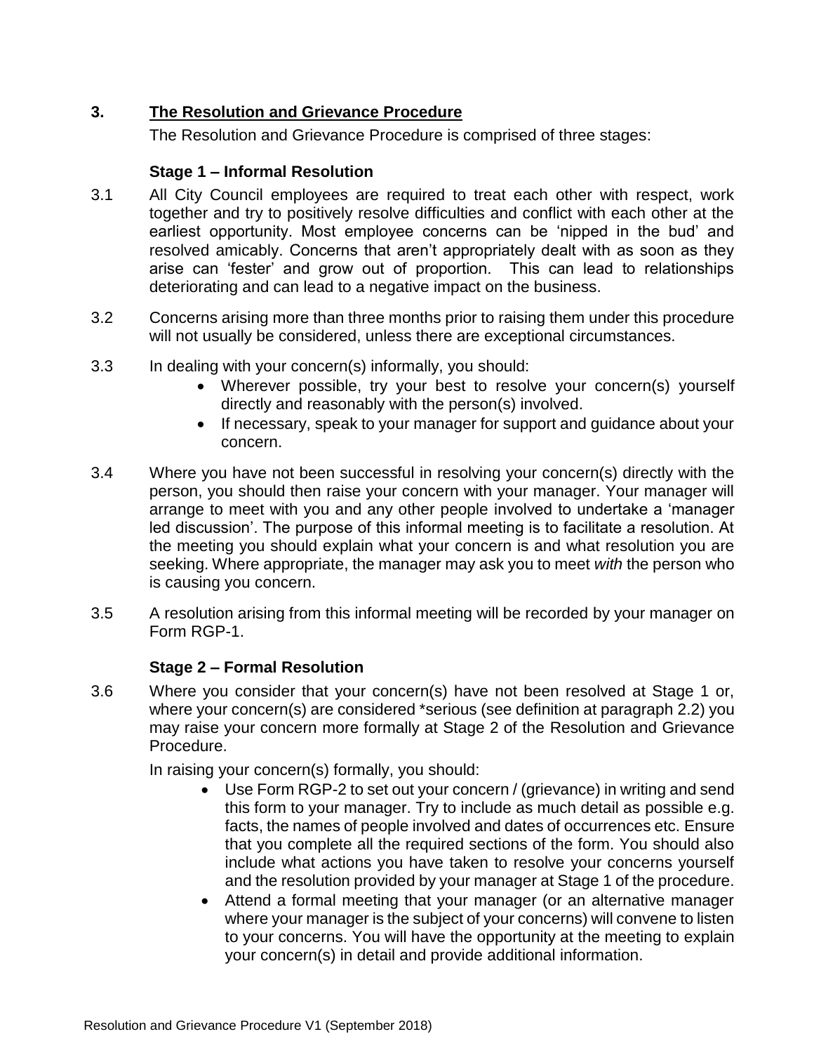## 3. The Resolution and Grievance Procedure

The Resolution and Grievance Procedure is comprised of three stages:

### Stage 1 – Informal Resolution

3.1 All City Council employees are required to treat each other with respect, work together and try to positively resolve difficulties and conflict with each other at the earliest opportunity. Most employee concerns can be 'nipped in the bud' and resolved amicably. Concerns that aren't appropriately dealt with as soon as they arise can 'fester' and grow out of proportion. This can lead to relationships deteriorating and can lead to a negative impact on the business.

3.2 Concerns arising more than three months prior to raising them under this procedure will not usually be considered, unless there are exceptional circumstances.

3.3 In dealing with your concern(s) informally, you should:

- Wherever possible, try your best to resolve your concern(s) yourself directly and reasonably with the person(s) involved.
- If necessary, speak to your manager for support and guidance about your concern.

3.4 Where you have not been successful in resolving your concern(s) directly with the person, you should then raise your concern with your manager. Your manager will arrange to meet with you and any other people involved to undertake a 'manager led discussion'. The purpose of this informal meeting is to facilitate a resolution. At the meeting you should explain what your concern is and what resolution you are seeking. Where appropriate, the manager may ask you to meet *with* the person who is causing you concern.

3.5 A resolution arising from this informal meeting will be recorded by your manager on Form RGP-1.

### Stage 2 – Formal Resolution

3.6 Where you consider that your concern(s) have not been resolved at Stage 1 or, where your concern(s) are considered *serious (see definition at paragraph 2.2) you may raise your concern more formally at Stage 2 of the Resolution and Grievance Procedure.

In raising your concern(s) formally, you should:

- Use Form RGP-2 to set out your concern / (grievance) in writing and send this form to your manager. Try to include as much detail as possible e.g. facts, the names of people involved and dates of occurrences etc. Ensure that you complete all the required sections of the form. You should also include what actions you have taken to resolve your concerns yourself and the resolution provided by your manager at Stage 1 of the procedure.
- Attend a formal meeting that your manager (or an alternative manager where your manager is the subject of your concerns) will convene to listen to your concerns. You will have the opportunity at the meeting to explain your concern(s) in detail and provide additional information.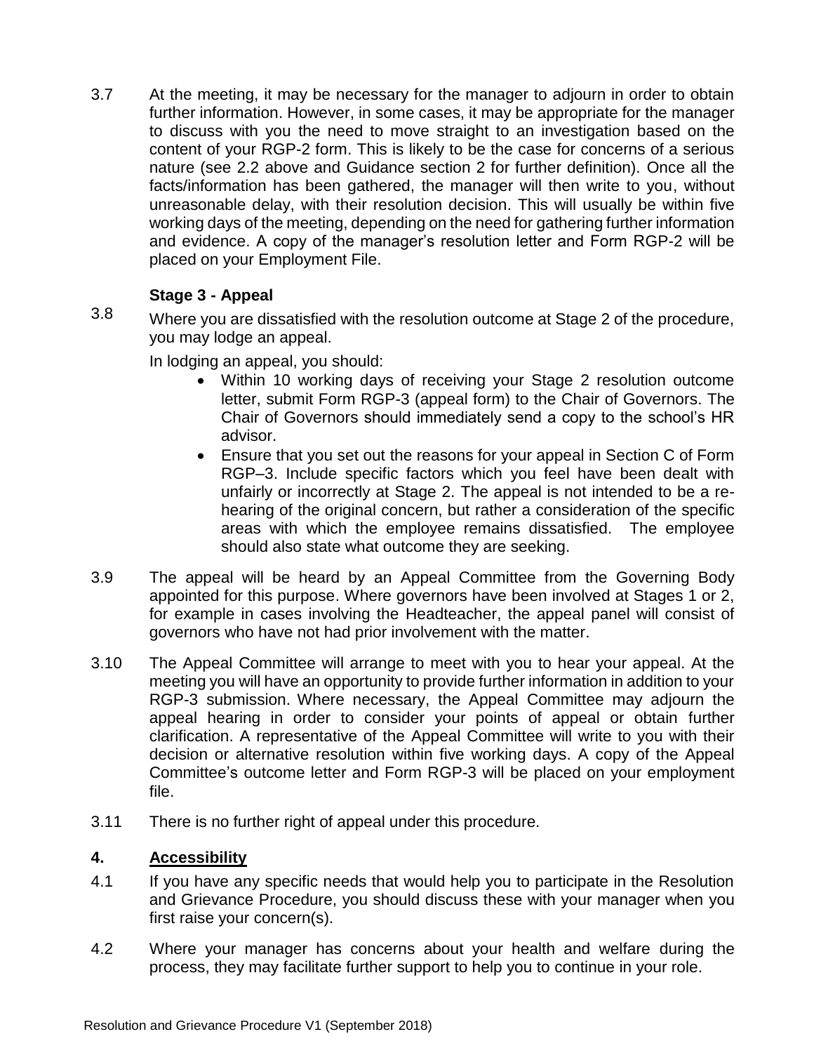3.7 At the meeting, it may be necessary for the manager to adjourn in order to obtain further information. However, in some cases, it may be appropriate for the manager to discuss with you the need to move straight to an investigation based on the content of your RGP-2 form. This is likely to be the case for concerns of a serious nature (see 2.2 above and Guidance section 2 for further definition). Once all the facts/information has been gathered, the manager will then write to you, without unreasonable delay, with their resolution decision. This will usually be within five working days of the meeting, depending on the need for gathering further information and evidence. A copy of the manager's resolution letter and Form RGP-2 will be placed on your Employment File.

**Stage 3 - Appeal**

3.8 Where you are dissatisfied with the resolution outcome at Stage 2 of the procedure, you may lodge an appeal.

In lodging an appeal, you should:

- Within 10 working days of receiving your Stage 2 resolution outcome letter, submit Form RGP-3 (appeal form) to the Chair of Governors. The Chair of Governors should immediately send a copy to the school's HR advisor.
- Ensure that you set out the reasons for your appeal in Section C of Form RGP–3. Include specific factors which you feel have been dealt with unfairly or incorrectly at Stage 2. The appeal is not intended to be a re-hearing of the original concern, but rather a consideration of the specific areas with which the employee remains dissatisfied. The employee should also state what outcome they are seeking.

3.9 The appeal will be heard by an Appeal Committee from the Governing Body appointed for this purpose. Where governors have been involved at Stages 1 or 2, for example in cases involving the Headteacher, the appeal panel will consist of governors who have not had prior involvement with the matter.

3.10 The Appeal Committee will arrange to meet with you to hear your appeal. At the meeting you will have an opportunity to provide further information in addition to your RGP-3 submission. Where necessary, the Appeal Committee may adjourn the appeal hearing in order to consider your points of appeal or obtain further clarification. A representative of the Appeal Committee will write to you with their decision or alternative resolution within five working days. A copy of the Appeal Committee's outcome letter and Form RGP-3 will be placed on your employment file.

3.11 There is no further right of appeal under this procedure.

## 4. Accessibility

4.1 If you have any specific needs that would help you to participate in the Resolution and Grievance Procedure, you should discuss these with your manager when you first raise your concern(s).

4.2 Where your manager has concerns about your health and welfare during the process, they may facilitate further support to help you to continue in your role.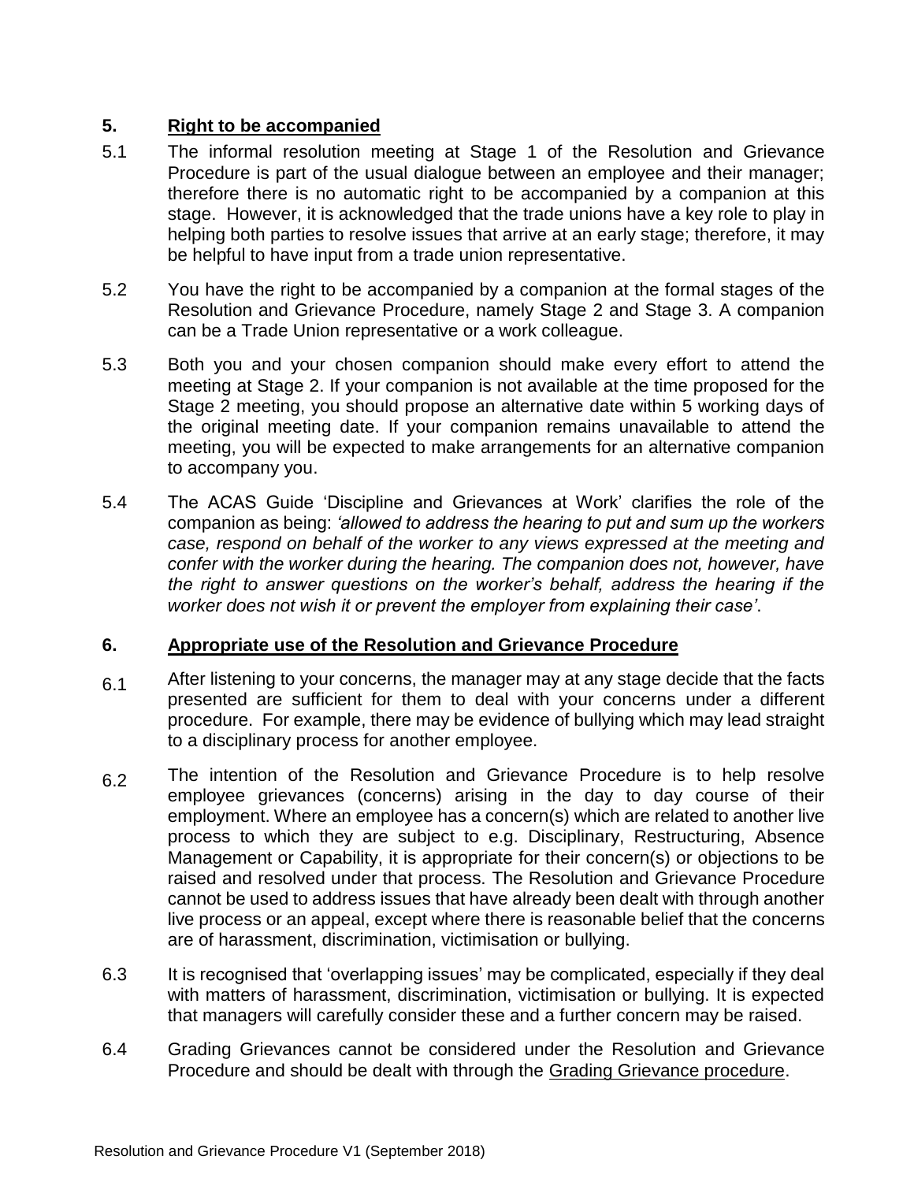## 5. Right to be accompanied

5.1 The informal resolution meeting at Stage 1 of the Resolution and Grievance Procedure is part of the usual dialogue between an employee and their manager; therefore there is no automatic right to be accompanied by a companion at this stage. However, it is acknowledged that the trade unions have a key role to play in helping both parties to resolve issues that arrive at an early stage; therefore, it may be helpful to have input from a trade union representative.

5.2 You have the right to be accompanied by a companion at the formal stages of the Resolution and Grievance Procedure, namely Stage 2 and Stage 3. A companion can be a Trade Union representative or a work colleague.

5.3 Both you and your chosen companion should make every effort to attend the meeting at Stage 2. If your companion is not available at the time proposed for the Stage 2 meeting, you should propose an alternative date within 5 working days of the original meeting date. If your companion remains unavailable to attend the meeting, you will be expected to make arrangements for an alternative companion to accompany you.

5.4 The ACAS Guide 'Discipline and Grievances at Work' clarifies the role of the companion as being: *'allowed to address the hearing to put and sum up the workers case, respond on behalf of the worker to any views expressed at the meeting and confer with the worker during the hearing. The companion does not, however, have the right to answer questions on the worker's behalf, address the hearing if the worker does not wish it or prevent the employer from explaining their case'*.

## 6. Appropriate use of the Resolution and Grievance Procedure

6.1 After listening to your concerns, the manager may at any stage decide that the facts presented are sufficient for them to deal with your concerns under a different procedure. For example, there may be evidence of bullying which may lead straight to a disciplinary process for another employee.

6.2 The intention of the Resolution and Grievance Procedure is to help resolve employee grievances (concerns) arising in the day to day course of their employment. Where an employee has a concern(s) which are related to another live process to which they are subject to e.g. Disciplinary, Restructuring, Absence Management or Capability, it is appropriate for their concern(s) or objections to be raised and resolved under that process. The Resolution and Grievance Procedure cannot be used to address issues that have already been dealt with through another live process or an appeal, except where there is reasonable belief that the concerns are of harassment, discrimination, victimisation or bullying.

6.3 It is recognised that 'overlapping issues' may be complicated, especially if they deal with matters of harassment, discrimination, victimisation or bullying. It is expected that managers will carefully consider these and a further concern may be raised.

6.4 Grading Grievances cannot be considered under the Resolution and Grievance Procedure and should be dealt with through the Grading Grievance procedure.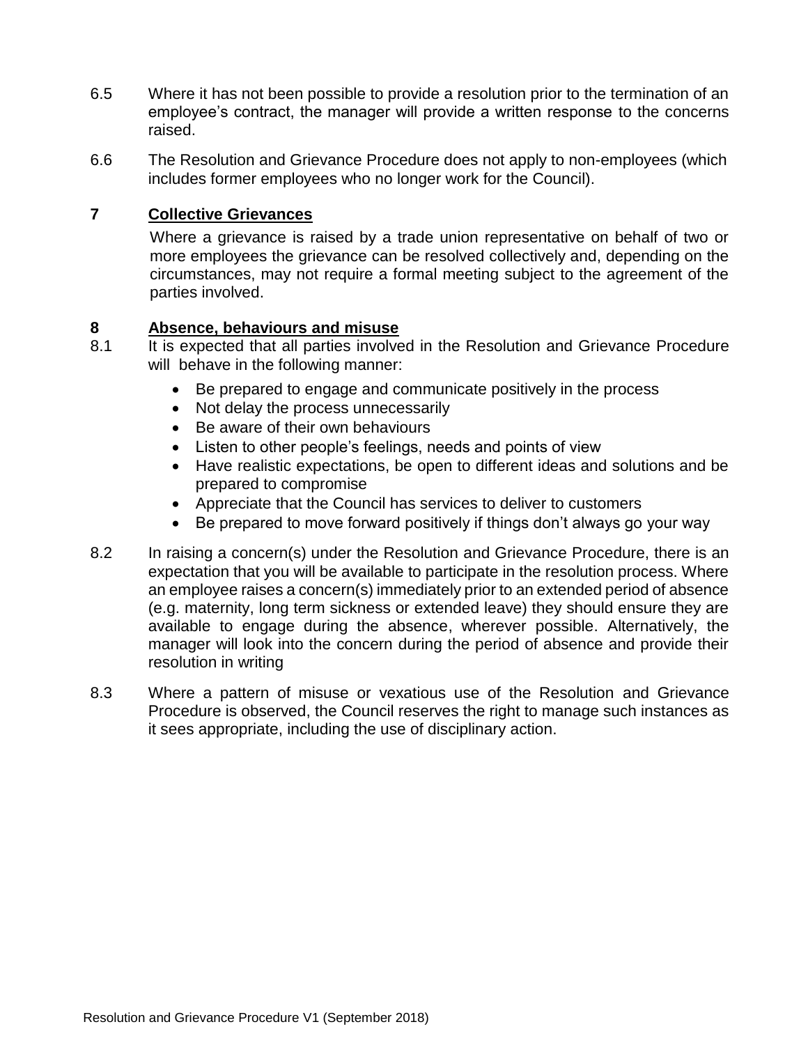6.5 Where it has not been possible to provide a resolution prior to the termination of an employee's contract, the manager will provide a written response to the concerns raised.

6.6 The Resolution and Grievance Procedure does not apply to non-employees (which includes former employees who no longer work for the Council).

## 7 Collective Grievances

Where a grievance is raised by a trade union representative on behalf of two or more employees the grievance can be resolved collectively and, depending on the circumstances, may not require a formal meeting subject to the agreement of the parties involved.

## 8 Absence, behaviours and misuse

8.1 It is expected that all parties involved in the Resolution and Grievance Procedure will behave in the following manner:

- Be prepared to engage and communicate positively in the process
- Not delay the process unnecessarily
- Be aware of their own behaviours
- Listen to other people's feelings, needs and points of view
- Have realistic expectations, be open to different ideas and solutions and be prepared to compromise
- Appreciate that the Council has services to deliver to customers
- Be prepared to move forward positively if things don't always go your way

8.2 In raising a concern(s) under the Resolution and Grievance Procedure, there is an expectation that you will be available to participate in the resolution process. Where an employee raises a concern(s) immediately prior to an extended period of absence (e.g. maternity, long term sickness or extended leave) they should ensure they are available to engage during the absence, wherever possible. Alternatively, the manager will look into the concern during the period of absence and provide their resolution in writing

8.3 Where a pattern of misuse or vexatious use of the Resolution and Grievance Procedure is observed, the Council reserves the right to manage such instances as it sees appropriate, including the use of disciplinary action.